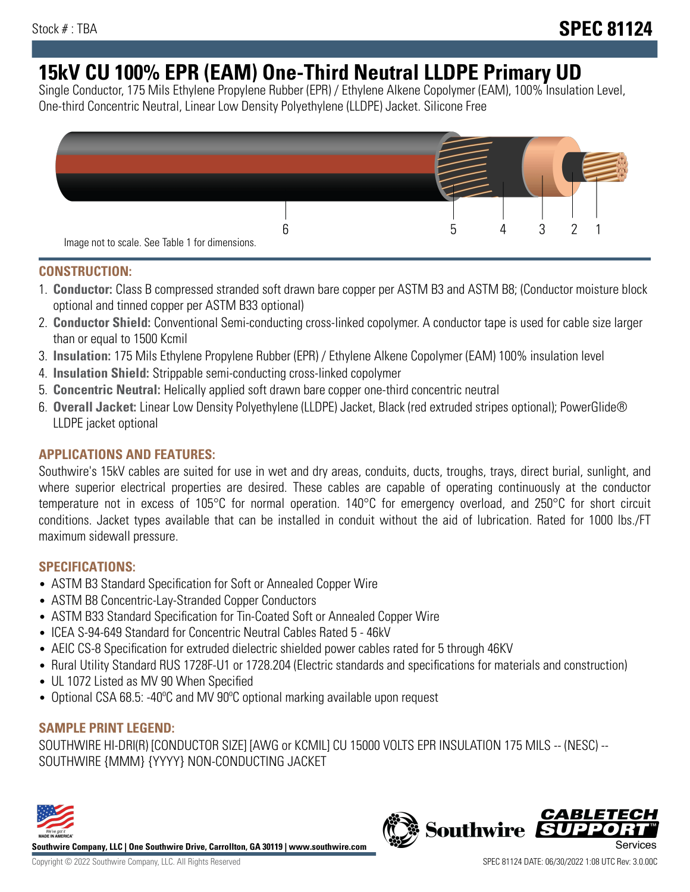Stock # : TBA

# SPEC 81124

# 15kV CU 100% EPR (EAM) One-Third Neutral LLDPE Primary UD

Single Conductor, 175 Mils Ethylene Propylene Rubber (EPR) / Ethylene Alkene Copolymer (EAM), 100% Insulation Level, One-third Concentric Neutral, Linear Low Density Polyethylene (LLDPE) Jacket. Silicone Free

6 5 4 3 2 1

Image not to scale. See Table 1 for dimensions.

## CONSTRUCTION:

1. **Conductor:** Class B compressed stranded soft drawn bare copper per ASTM B3 and ASTM B8; (Conductor moisture block optional and tinned copper per ASTM B33 optional)
2. **Conductor Shield:** Conventional Semi-conducting cross-linked copolymer. A conductor tape is used for cable size larger than or equal to 1500 Kcmil
3. **Insulation:** 175 Mils Ethylene Propylene Rubber (EPR) / Ethylene Alkene Copolymer (EAM) 100% insulation level
4. **Insulation Shield:** Strippable semi-conducting cross-linked copolymer
5. **Concentric Neutral:** Helically applied soft drawn bare copper one-third concentric neutral
6. **Overall Jacket:** Linear Low Density Polyethylene (LLDPE) Jacket, Black (red extruded stripes optional); PowerGlide® LLDPE jacket optional

## APPLICATIONS AND FEATURES:

Southwire's 15kV cables are suited for use in wet and dry areas, conduits, ducts, troughs, trays, direct burial, sunlight, and where superior electrical properties are desired. These cables are capable of operating continuously at the conductor temperature not in excess of 105°C for normal operation. 140°C for emergency overload, and 250°C for short circuit conditions. Jacket types available that can be installed in conduit without the aid of lubrication. Rated for 1000 lbs./FT maximum sidewall pressure.

## SPECIFICATIONS:

- ASTM B3 Standard Specification for Soft or Annealed Copper Wire
- ASTM B8 Concentric-Lay-Stranded Copper Conductors
- ASTM B33 Standard Specification for Tin-Coated Soft or Annealed Copper Wire
- ICEA S-94-649 Standard for Concentric Neutral Cables Rated 5 - 46kV
- AEIC CS-8 Specification for extruded dielectric shielded power cables rated for 5 through 46KV
- Rural Utility Standard RUS 1728F-U1 or 1728.204 (Electric standards and specifications for materials and construction)
- UL 1072 Listed as MV 90 When Specified
- Optional CSA 68.5: -40ºC and MV 90ºC optional marking available upon request

## SAMPLE PRINT LEGEND:

SOUTHWIRE HI-DRI(R) [CONDUCTOR SIZE] [AWG or KCMIL] CU 15000 VOLTS EPR INSULATION 175 MILS -- (NESC) -- SOUTHWIRE {MMM} {YYYY} NON-CONDUCTING JACKET

**Southwire Company, LLC | One Southwire Drive, Carrollton, GA 30119 | www.southwire.com**

Copyright © 2022 Southwire Company, LLC. All Rights Reserved

SPEC 81124 DATE: 06/30/2022 1:08 UTC Rev: 3.0.00C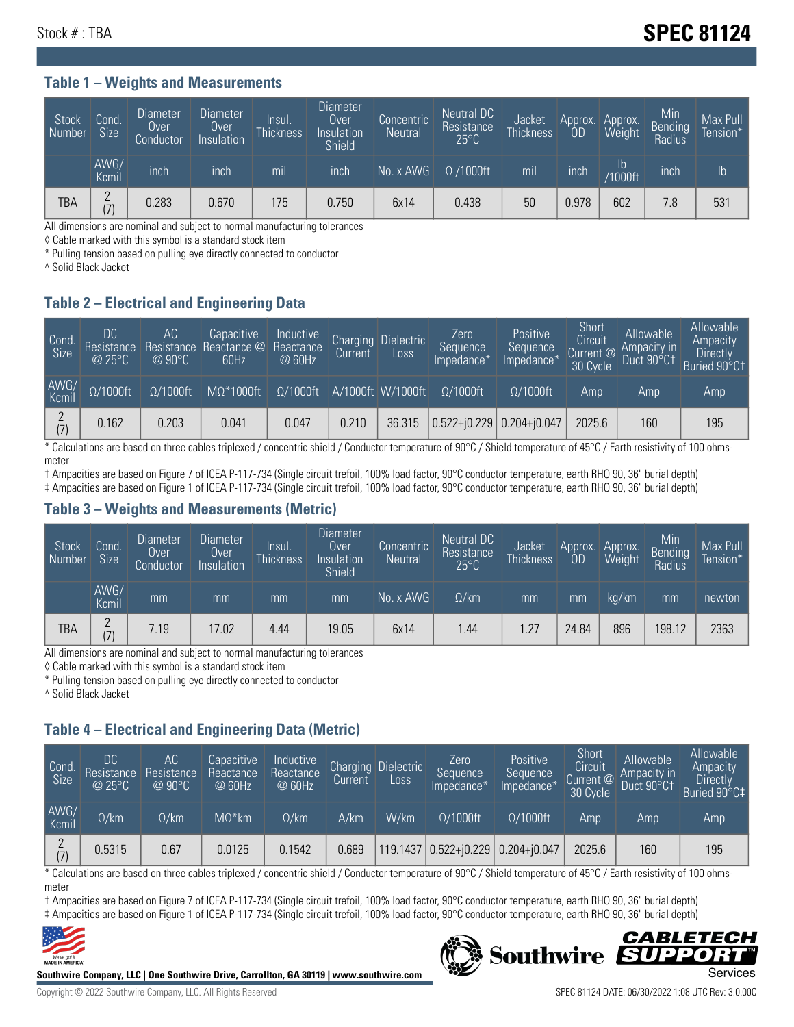Stock # : TBA

# SPEC 81124

## Table 1 – Weights and Measurements

| Stock Number | Cond. Size | Diameter Over Conductor | Diameter Over Insulation | Insul. Thickness | Diameter Over Insulation Shield | Concentric Neutral | Neutral DC Resistance 25°C | Jacket Thickness | Approx. OD | Approx. Weight | Min Bending Radius | Max Pull Tension* |
|---|---|---|---|---|---|---|---|---|---|---|---|---|
| | AWG/ Kcmil | inch | inch | mil | inch | No. x AWG | Ω /1000ft | mil | inch | lb /1000ft | inch | lb |
| TBA | 2 (7) | 0.283 | 0.670 | 175 | 0.750 | 6x14 | 0.438 | 50 | 0.978 | 602 | 7.8 | 531 |

All dimensions are nominal and subject to normal manufacturing tolerances

◊ Cable marked with this symbol is a standard stock item

* Pulling tension based on pulling eye directly connected to conductor

^ Solid Black Jacket

## Table 2 – Electrical and Engineering Data

| Cond. Size | DC Resistance @ 25°C | AC Resistance @ 90°C | Capacitive Reactance @ 60Hz | Inductive Reactance @ 60Hz | Charging Current | Dielectric Loss | Zero Sequence Impedance* | Positive Sequence Impedance* | Short Circuit Current @ 30 Cycle | Allowable Ampacity in Duct 90°C† | Allowable Ampacity Directly Buried 90°C‡ |
|---|---|---|---|---|---|---|---|---|---|---|---|
| AWG/ Kcmil | Ω/1000ft | Ω/1000ft | MΩ*1000ft | Ω/1000ft | A/1000ft | W/1000ft | Ω/1000ft | Ω/1000ft | Amp | Amp | Amp |
| 2 (7) | 0.162 | 0.203 | 0.041 | 0.047 | 0.210 | 36.315 | 0.522+j0.229 | 0.204+j0.047 | 2025.6 | 160 | 195 |

* Calculations are based on three cables triplexed / concentric shield / Conductor temperature of 90°C / Shield temperature of 45°C / Earth resistivity of 100 ohms-meter

† Ampacities are based on Figure 7 of ICEA P-117-734 (Single circuit trefoil, 100% load factor, 90°C conductor temperature, earth RHO 90, 36" burial depth)

‡ Ampacities are based on Figure 1 of ICEA P-117-734 (Single circuit trefoil, 100% load factor, 90°C conductor temperature, earth RHO 90, 36" burial depth)

## Table 3 – Weights and Measurements (Metric)

| Stock Number | Cond. Size | Diameter Over Conductor | Diameter Over Insulation | Insul. Thickness | Diameter Over Insulation Shield | Concentric Neutral | Neutral DC Resistance 25°C | Jacket Thickness | Approx. OD | Approx. Weight | Min Bending Radius | Max Pull Tension* |
|---|---|---|---|---|---|---|---|---|---|---|---|---|
| | AWG/ Kcmil | mm | mm | mm | mm | No. x AWG | Ω/km | mm | mm | kg/km | mm | newton |
| TBA | 2 (7) | 7.19 | 17.02 | 4.44 | 19.05 | 6x14 | 1.44 | 1.27 | 24.84 | 896 | 198.12 | 2363 |

All dimensions are nominal and subject to normal manufacturing tolerances

◊ Cable marked with this symbol is a standard stock item

* Pulling tension based on pulling eye directly connected to conductor

^ Solid Black Jacket

## Table 4 – Electrical and Engineering Data (Metric)

| Cond. Size | DC Resistance @ 25°C | AC Resistance @ 90°C | Capacitive Reactance @ 60Hz | Inductive Reactance @ 60Hz | Charging Current | Dielectric Loss | Zero Sequence Impedance* | Positive Sequence Impedance* | Short Circuit Current @ 30 Cycle | Allowable Ampacity in Duct 90°C† | Allowable Ampacity Directly Buried 90°C‡ |
|---|---|---|---|---|---|---|---|---|---|---|---|
| AWG/ Kcmil | Ω/km | Ω/km | MΩ*km | Ω/km | A/km | W/km | Ω/1000ft | Ω/1000ft | Amp | Amp | Amp |
| 2 (7) | 0.5315 | 0.67 | 0.0125 | 0.1542 | 0.689 | 119.1437 | 0.522+j0.229 | 0.204+j0.047 | 2025.6 | 160 | 195 |

* Calculations are based on three cables triplexed / concentric shield / Conductor temperature of 90°C / Shield temperature of 45°C / Earth resistivity of 100 ohms-meter

† Ampacities are based on Figure 7 of ICEA P-117-734 (Single circuit trefoil, 100% load factor, 90°C conductor temperature, earth RHO 90, 36" burial depth)

‡ Ampacities are based on Figure 1 of ICEA P-117-734 (Single circuit trefoil, 100% load factor, 90°C conductor temperature, earth RHO 90, 36" burial depth)

**Southwire Company, LLC | One Southwire Drive, Carrollton, GA 30119 | www.southwire.com**

Copyright © 2022 Southwire Company, LLC. All Rights Reserved

SPEC 81124 DATE: 06/30/2022 1:08 UTC Rev: 3.0.00C